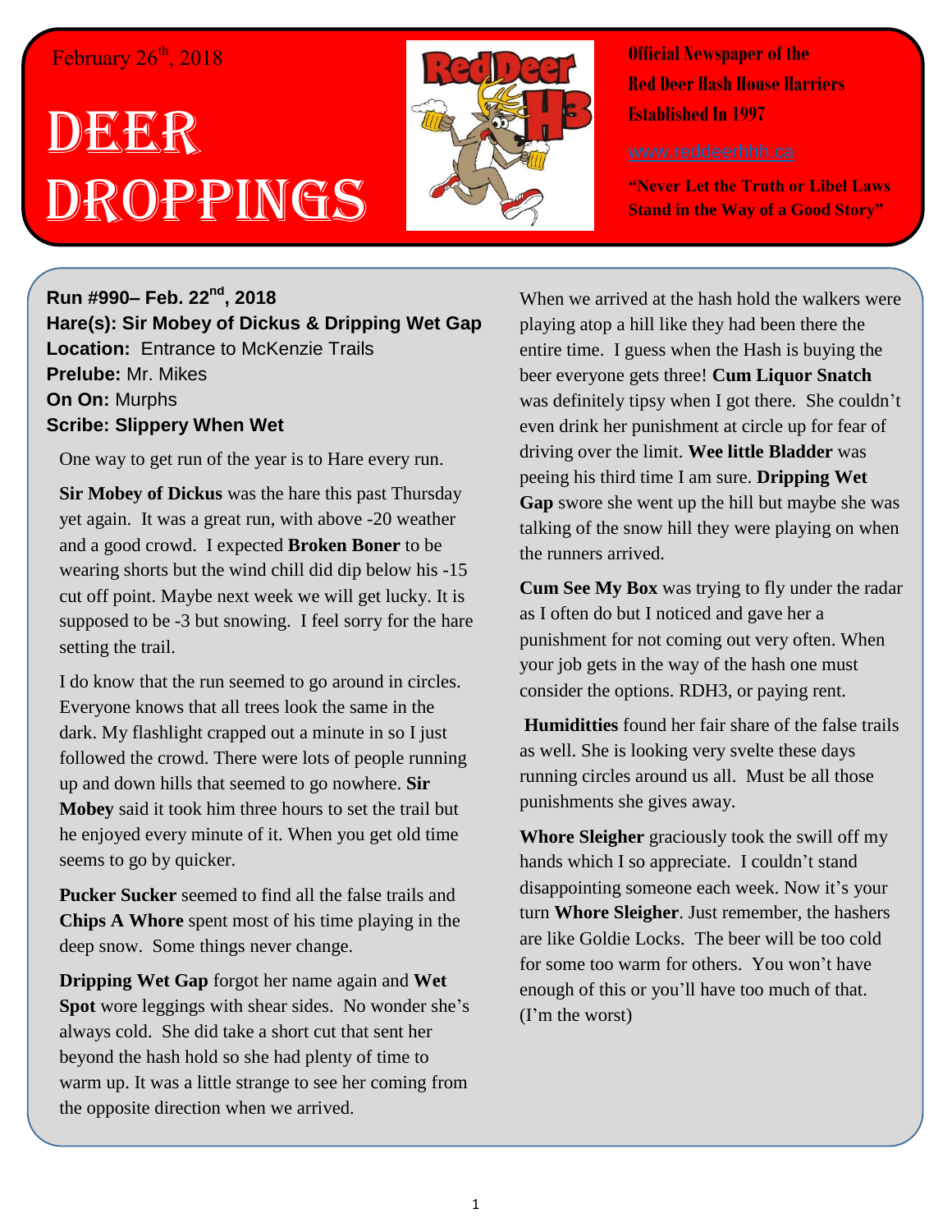February 26th, 2018

# DEER DROPPINGS

**Official Newspaper of the Red Deer Hash House Harriers Established In 1997**

www.reddeerhhh.ca

**"Never Let the Truth or Libel Laws Stand in the Way of a Good Story"**

**Run #990– Feb. 22nd, 2018**
**Hare(s): Sir Mobey of Dickus & Dripping Wet Gap**
**Location:** Entrance to McKenzie Trails
**Prelube:** Mr. Mikes
**On On:** Murphs
**Scribe: Slippery When Wet**

One way to get run of the year is to Hare every run.

**Sir Mobey of Dickus** was the hare this past Thursday yet again. It was a great run, with above -20 weather and a good crowd. I expected **Broken Boner** to be wearing shorts but the wind chill did dip below his -15 cut off point. Maybe next week we will get lucky. It is supposed to be -3 but snowing. I feel sorry for the hare setting the trail.

I do know that the run seemed to go around in circles. Everyone knows that all trees look the same in the dark. My flashlight crapped out a minute in so I just followed the crowd. There were lots of people running up and down hills that seemed to go nowhere. **Sir Mobey** said it took him three hours to set the trail but he enjoyed every minute of it. When you get old time seems to go by quicker.

**Pucker Sucker** seemed to find all the false trails and **Chips A Whore** spent most of his time playing in the deep snow. Some things never change.

**Dripping Wet Gap** forgot her name again and **Wet Spot** wore leggings with shear sides. No wonder she's always cold. She did take a short cut that sent her beyond the hash hold so she had plenty of time to warm up. It was a little strange to see her coming from the opposite direction when we arrived.

When we arrived at the hash hold the walkers were playing atop a hill like they had been there the entire time. I guess when the Hash is buying the beer everyone gets three! **Cum Liquor Snatch** was definitely tipsy when I got there. She couldn't even drink her punishment at circle up for fear of driving over the limit. **Wee little Bladder** was peeing his third time I am sure. **Dripping Wet Gap** swore she went up the hill but maybe she was talking of the snow hill they were playing on when the runners arrived.

**Cum See My Box** was trying to fly under the radar as I often do but I noticed and gave her a punishment for not coming out very often. When your job gets in the way of the hash one must consider the options. RDH3, or paying rent.

**Humiditties** found her fair share of the false trails as well. She is looking very svelte these days running circles around us all. Must be all those punishments she gives away.

**Whore Sleigher** graciously took the swill off my hands which I so appreciate. I couldn't stand disappointing someone each week. Now it's your turn **Whore Sleigher**. Just remember, the hashers are like Goldie Locks. The beer will be too cold for some too warm for others. You won't have enough of this or you'll have too much of that. (I'm the worst)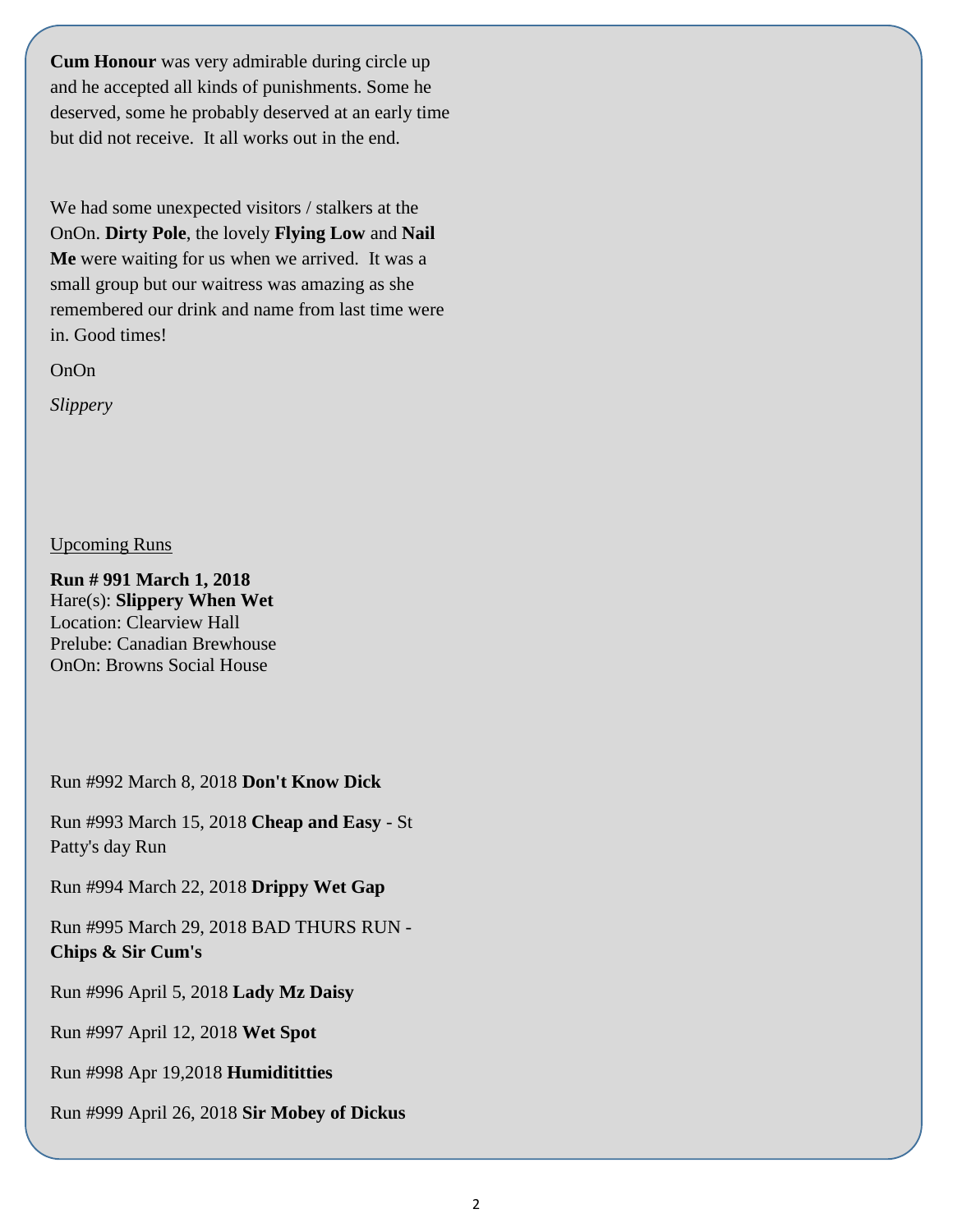**Cum Honour** was very admirable during circle up and he accepted all kinds of punishments. Some he deserved, some he probably deserved at an early time but did not receive. It all works out in the end.

We had some unexpected visitors / stalkers at the OnOn. **Dirty Pole**, the lovely **Flying Low** and **Nail Me** were waiting for us when we arrived. It was a small group but our waitress was amazing as she remembered our drink and name from last time were in. Good times!

OnOn

*Slippery*

<u>Upcoming Runs</u>

**Run # 991 March 1, 2018**
Hare(s): **Slippery When Wet**
Location: Clearview Hall
Prelube: Canadian Brewhouse
OnOn: Browns Social House

Run #992 March 8, 2018 **Don't Know Dick**

Run #993 March 15, 2018 **Cheap and Easy** - St Patty's day Run

Run #994 March 22, 2018 **Drippy Wet Gap**

Run #995 March 29, 2018 BAD THURS RUN - **Chips & Sir Cum's**

Run #996 April 5, 2018 **Lady Mz Daisy**

Run #997 April 12, 2018 **Wet Spot**

Run #998 Apr 19,2018 **Humidititties**

Run #999 April 26, 2018 **Sir Mobey of Dickus**